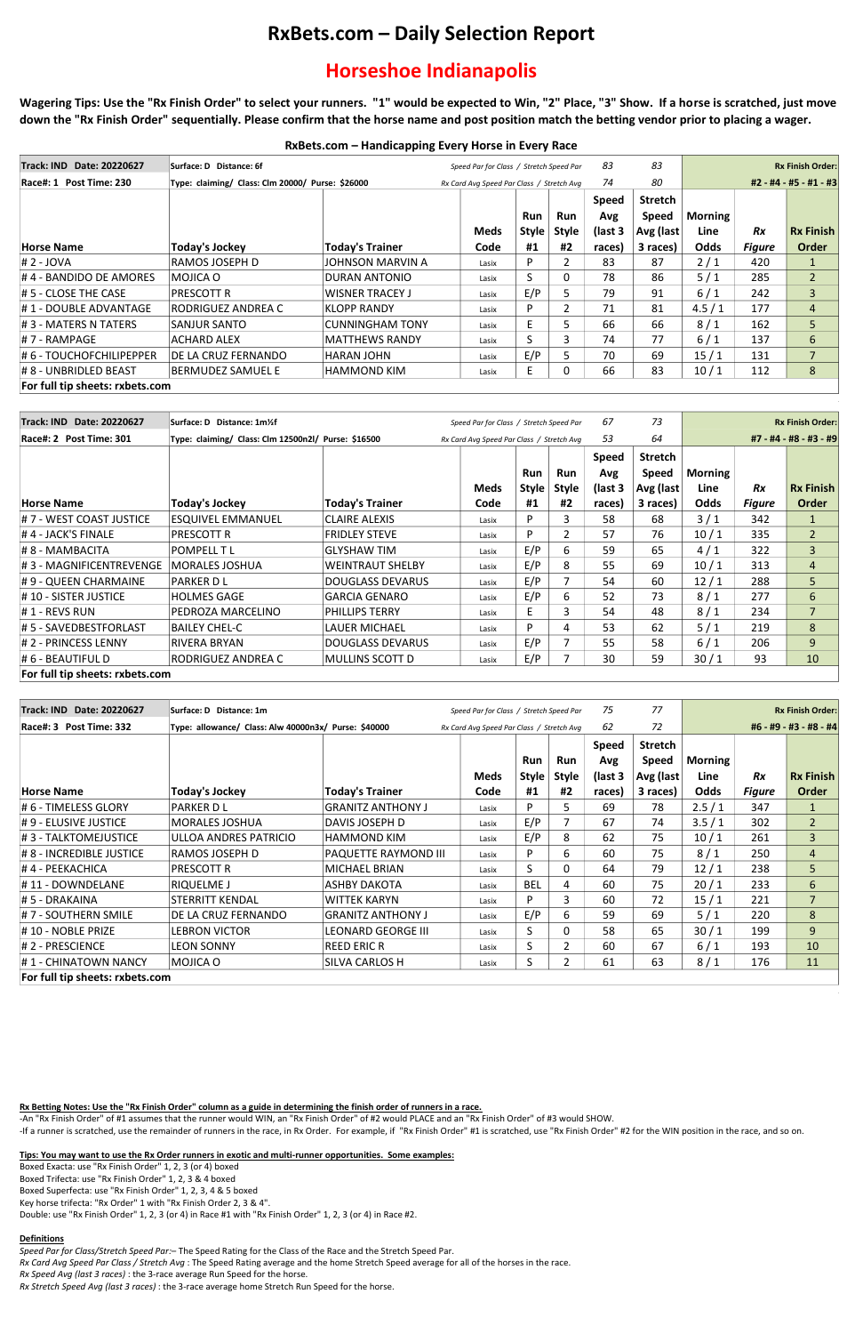# RxBets.com – Daily Selection Report

## Horseshoe Indianapolis

**Wagering Tips: Use the "Rx Finish Order" to select your runners. "1" would be expected to Win, "2" Place, "3" Show. If a horse is scratched, just move down the "Rx Finish Order" sequentially. Please confirm that the horse name and post position match the betting vendor prior to placing a wager.**

**RxBets.com – Handicapping Every Horse in Every Race**

| Track: IND Date: 20220627 | Surface: D Distance: 6f | | Speed Par for Class / Stretch Speed Par | | | 83 | 83 | | | Rx Finish Order: |
|---|---|---|---|---|---|---|---|---|---|---|
| Race#: 1 Post Time: 230 | Type: claiming/ Class: Clm 20000/ Purse: $26000 | | Rx Card Avg Speed Par Class / Stretch Avg | | | 74 | 80 | | | #2 - #4 - #5 - #1 - #3 |
| Horse Name | Today's Jockey | Today's Trainer | Meds Code | Run Style #1 | Run Style #2 | Speed Avg (last 3 races) | Stretch Speed Avg (last 3 races) | Morning Line Odds | Rx Figure | Rx Finish Order |
| # 2 - JOVA | RAMOS JOSEPH D | JOHNSON MARVIN A | Lasix | P | 2 | 83 | 87 | 2 / 1 | 420 | 1 |
| # 4 - BANDIDO DE AMORES | MOJICA O | DURAN ANTONIO | Lasix | S | 0 | 78 | 86 | 5 / 1 | 285 | 2 |
| # 5 - CLOSE THE CASE | PRESCOTT R | WISNER TRACEY J | Lasix | E/P | 5 | 79 | 91 | 6 / 1 | 242 | 3 |
| # 1 - DOUBLE ADVANTAGE | RODRIGUEZ ANDREA C | KLOPP RANDY | Lasix | P | 2 | 71 | 81 | 4.5 / 1 | 177 | 4 |
| # 3 - MATERS N TATERS | SANJUR SANTO | CUNNINGHAM TONY | Lasix | E | 5 | 66 | 66 | 8 / 1 | 162 | 5 |
| # 7 - RAMPAGE | ACHARD ALEX | MATTHEWS RANDY | Lasix | S | 3 | 74 | 77 | 6 / 1 | 137 | 6 |
| # 6 - TOUCHOFCHILIPEPPER | DE LA CRUZ FERNANDO | HARAN JOHN | Lasix | E/P | 5 | 70 | 69 | 15 / 1 | 131 | 7 |
| # 8 - UNBRIDLED BEAST | BERMUDEZ SAMUEL E | HAMMOND KIM | Lasix | E | 0 | 66 | 83 | 10 / 1 | 112 | 8 |
| For full tip sheets: rxbets.com | | | | | | | | | | |

| Track: IND Date: 20220627 | Surface: D Distance: 1m½f | | Speed Par for Class / Stretch Speed Par | | | 67 | 73 | | | Rx Finish Order: |
|---|---|---|---|---|---|---|---|---|---|---|
| Race#: 2 Post Time: 301 | Type: claiming/ Class: Clm 12500n2l/ Purse: $16500 | | Rx Card Avg Speed Par Class / Stretch Avg | | | 53 | 64 | | | #7 - #4 - #8 - #3 - #9 |
| Horse Name | Today's Jockey | Today's Trainer | Meds Code | Run Style #1 | Run Style #2 | Speed Avg (last 3 races) | Stretch Speed Avg (last 3 races) | Morning Line Odds | Rx Figure | Rx Finish Order |
| # 7 - WEST COAST JUSTICE | ESQUIVEL EMMANUEL | CLAIRE ALEXIS | Lasix | P | 3 | 58 | 68 | 3 / 1 | 342 | 1 |
| # 4 - JACK'S FINALE | PRESCOTT R | FRIDLEY STEVE | Lasix | P | 2 | 57 | 76 | 10 / 1 | 335 | 2 |
| # 8 - MAMBACITA | POMPELL T L | GLYSHAW TIM | Lasix | E/P | 6 | 59 | 65 | 4 / 1 | 322 | 3 |
| # 3 - MAGNIFICENTREVENGE | MORALES JOSHUA | WEINTRAUT SHELBY | Lasix | E/P | 8 | 55 | 69 | 10 / 1 | 313 | 4 |
| # 9 - QUEEN CHARMAINE | PARKER D L | DOUGLASS DEVARUS | Lasix | E/P | 7 | 54 | 60 | 12 / 1 | 288 | 5 |
| # 10 - SISTER JUSTICE | HOLMES GAGE | GARCIA GENARO | Lasix | E/P | 6 | 52 | 73 | 8 / 1 | 277 | 6 |
| # 1 - REVS RUN | PEDROZA MARCELINO | PHILLIPS TERRY | Lasix | E | 3 | 54 | 48 | 8 / 1 | 234 | 7 |
| # 5 - SAVEDBESTFORLAST | BAILEY CHEL-C | LAUER MICHAEL | Lasix | P | 4 | 53 | 62 | 5 / 1 | 219 | 8 |
| # 2 - PRINCESS LENNY | RIVERA BRYAN | DOUGLASS DEVARUS | Lasix | E/P | 7 | 55 | 58 | 6 / 1 | 206 | 9 |
| # 6 - BEAUTIFUL D | RODRIGUEZ ANDREA C | MULLINS SCOTT D | Lasix | E/P | 7 | 30 | 59 | 30 / 1 | 93 | 10 |
| For full tip sheets: rxbets.com | | | | | | | | | | |

| Track: IND Date: 20220627 | Surface: D Distance: 1m | | Speed Par for Class / Stretch Speed Par | | | 75 | 77 | | | Rx Finish Order: |
|---|---|---|---|---|---|---|---|---|---|---|
| Race#: 3 Post Time: 332 | Type: allowance/ Class: Alw 40000n3x/ Purse: $40000 | | Rx Card Avg Speed Par Class / Stretch Avg | | | 62 | 72 | | | #6 - #9 - #3 - #8 - #4 |
| Horse Name | Today's Jockey | Today's Trainer | Meds Code | Run Style #1 | Run Style #2 | Speed Avg (last 3 races) | Stretch Speed Avg (last 3 races) | Morning Line Odds | Rx Figure | Rx Finish Order |
| # 6 - TIMELESS GLORY | PARKER D L | GRANITZ ANTHONY J | Lasix | P | 5 | 69 | 78 | 2.5 / 1 | 347 | 1 |
| # 9 - ELUSIVE JUSTICE | MORALES JOSHUA | DAVIS JOSEPH D | Lasix | E/P | 7 | 67 | 74 | 3.5 / 1 | 302 | 2 |
| # 3 - TALKTOMEJUSTICE | ULLOA ANDRES PATRICIO | HAMMOND KIM | Lasix | E/P | 8 | 62 | 75 | 10 / 1 | 261 | 3 |
| # 8 - INCREDIBLE JUSTICE | RAMOS JOSEPH D | PAQUETTE RAYMOND III | Lasix | P | 6 | 60 | 75 | 8 / 1 | 250 | 4 |
| # 4 - PEEKACHICA | PRESCOTT R | MICHAEL BRIAN | Lasix | S | 0 | 64 | 79 | 12 / 1 | 238 | 5 |
| # 11 - DOWNDELANE | RIQUELME J | ASHBY DAKOTA | Lasix | BEL | 4 | 60 | 75 | 20 / 1 | 233 | 6 |
| # 5 - DRAKAINA | STERRITT KENDAL | WITTEK KARYN | Lasix | P | 3 | 60 | 72 | 15 / 1 | 221 | 7 |
| # 7 - SOUTHERN SMILE | DE LA CRUZ FERNANDO | GRANITZ ANTHONY J | Lasix | E/P | 6 | 59 | 69 | 5 / 1 | 220 | 8 |
| # 10 - NOBLE PRIZE | LEBRON VICTOR | LEONARD GEORGE III | Lasix | S | 0 | 58 | 65 | 30 / 1 | 199 | 9 |
| # 2 - PRESCIENCE | LEON SONNY | REED ERIC R | Lasix | S | 2 | 60 | 67 | 6 / 1 | 193 | 10 |
| # 1 - CHINATOWN NANCY | MOJICA O | SILVA CARLOS H | Lasix | S | 2 | 61 | 63 | 8 / 1 | 176 | 11 |
| For full tip sheets: rxbets.com | | | | | | | | | | |

**Rx Betting Notes: Use the "Rx Finish Order" column as a guide in determining the finish order of runners in a race.**

-An "Rx Finish Order" of #1 assumes that the runner would WIN, an "Rx Finish Order" of #2 would PLACE and an "Rx Finish Order" of #3 would SHOW.

-If a runner is scratched, use the remainder of runners in the race, in Rx Order. For example, if "Rx Finish Order" #1 is scratched, use "Rx Finish Order" #2 for the WIN position in the race, and so on.

**Tips: You may want to use the Rx Order runners in exotic and multi-runner opportunities. Some examples:**

Boxed Exacta: use "Rx Finish Order" 1, 2, 3 (or 4) boxed

Boxed Trifecta: use "Rx Finish Order" 1, 2, 3 & 4 boxed

Boxed Superfecta: use "Rx Finish Order" 1, 2, 3, 4 & 5 boxed

Key horse trifecta: "Rx Order" 1 with "Rx Finish Order 2, 3 & 4".

Double: use "Rx Finish Order" 1, 2, 3 (or 4) in Race #1 with "Rx Finish Order" 1, 2, 3 (or 4) in Race #2.

**Definitions**

*Speed Par for Class/Stretch Speed Par:*– The Speed Rating for the Class of the Race and the Stretch Speed Par.

*Rx Card Avg Speed Par Class / Stretch Avg* : The Speed Rating average and the home Stretch Speed average for all of the horses in the race.

*Rx Speed Avg (last 3 races)* : the 3-race average Run Speed for the horse.

*Rx Stretch Speed Avg (last 3 races)* : the 3-race average home Stretch Run Speed for the horse.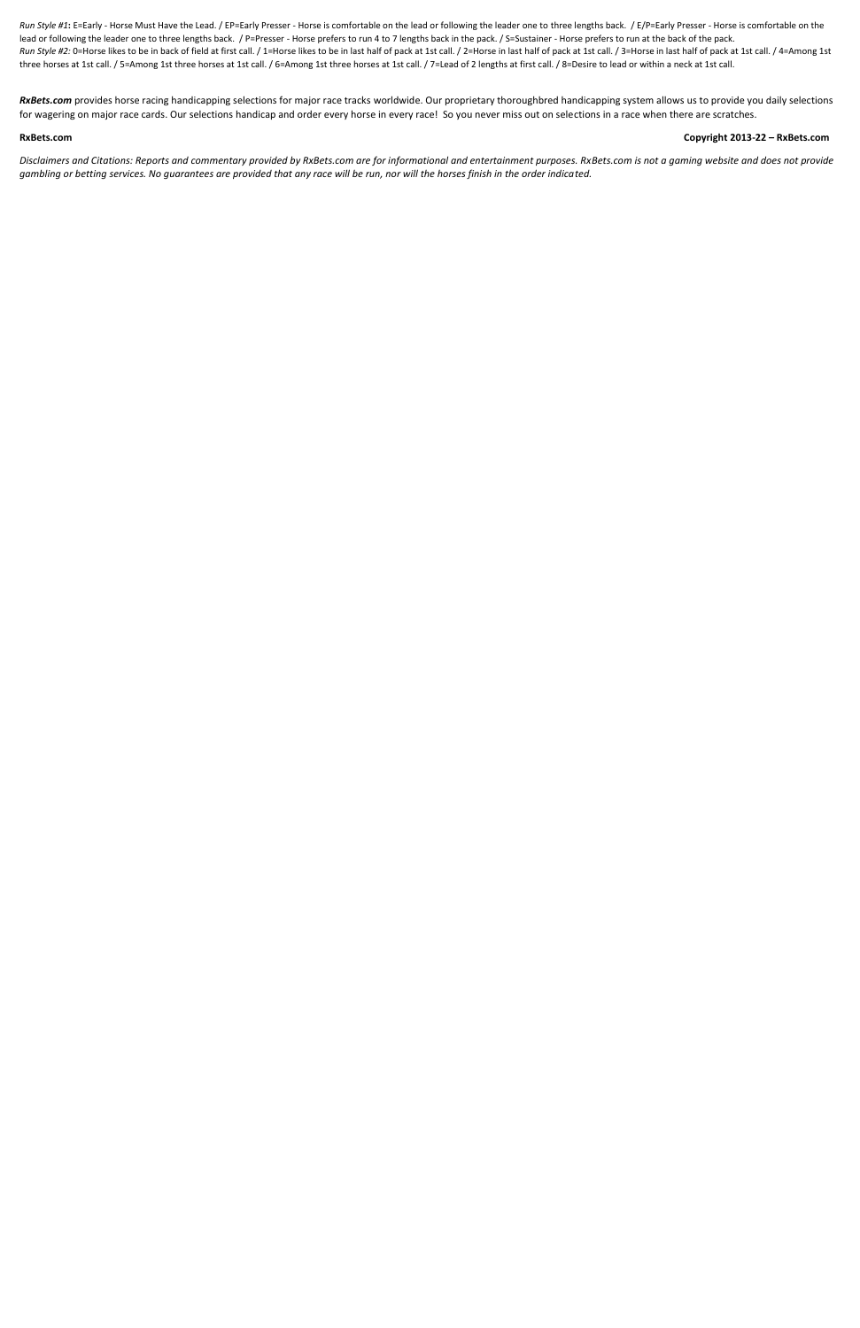*Run Style #1***:** E=Early - Horse Must Have the Lead. / EP=Early Presser - Horse is comfortable on the lead or following the leader one to three lengths back. / E/P=Early Presser - Horse is comfortable on the lead or following the leader one to three lengths back. / P=Presser - Horse prefers to run 4 to 7 lengths back in the pack. / S=Sustainer - Horse prefers to run at the back of the pack.
*Run Style #2:* 0=Horse likes to be in back of field at first call. / 1=Horse likes to be in last half of pack at 1st call. / 2=Horse in last half of pack at 1st call. / 3=Horse in last half of pack at 1st call. / 4=Among 1st three horses at 1st call. / 5=Among 1st three horses at 1st call. / 6=Among 1st three horses at 1st call. / 7=Lead of 2 lengths at first call. / 8=Desire to lead or within a neck at 1st call.

***RxBets.com*** provides horse racing handicapping selections for major race tracks worldwide. Our proprietary thoroughbred handicapping system allows us to provide you daily selections for wagering on major race cards. Our selections handicap and order every horse in every race! So you never miss out on selections in a race when there are scratches.

**RxBets.com** **Copyright 2013-22 – RxBets.com**

*Disclaimers and Citations: Reports and commentary provided by RxBets.com are for informational and entertainment purposes. RxBets.com is not a gaming website and does not provide gambling or betting services. No guarantees are provided that any race will be run, nor will the horses finish in the order indicated.*